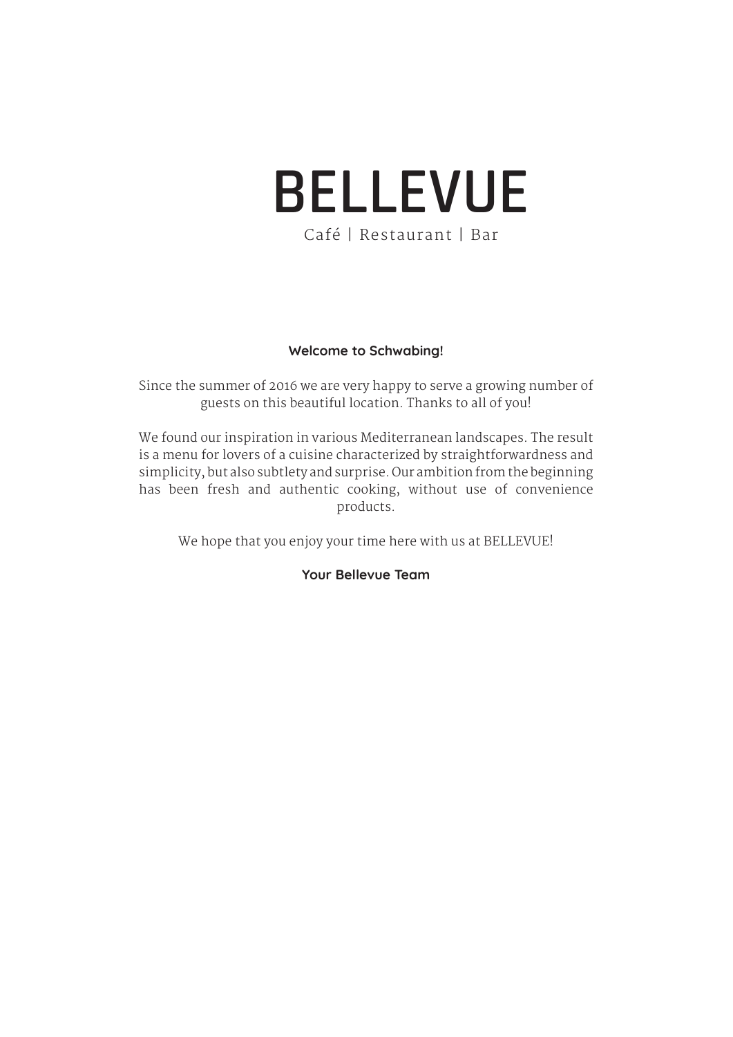# BELLEVUE

Café | Restaurant | Bar

**Welcome to Schwabing!**

Since the summer of 2016 we are very happy to serve a growing number of guests on this beautiful location. Thanks to all of you!

We found our inspiration in various Mediterranean landscapes. The result is a menu for lovers of a cuisine characterized by straightforwardness and simplicity, but also subtlety and surprise. Our ambition from the beginning has been fresh and authentic cooking, without use of convenience products.

We hope that you enjoy your time here with us at BELLEVUE!

**Your Bellevue Team**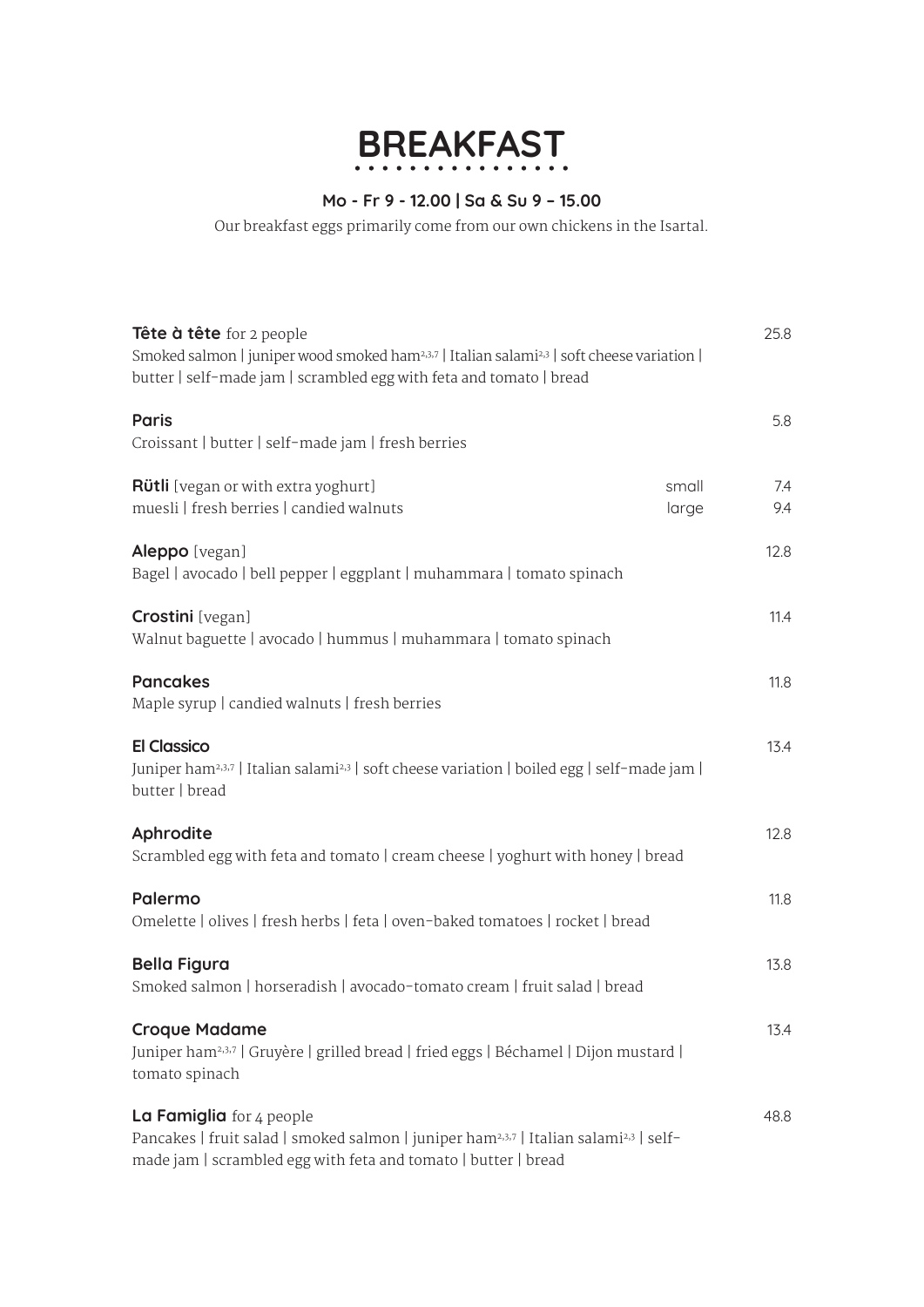# BREAKFAST

**Mo - Fr 9 - 12.00 | Sa & Su 9 – 15.00**

Our breakfast eggs primarily come from our own chickens in the Isartal.

**Tête à tête** for 2 people — 25.8
Smoked salmon | juniper wood smoked ham[2,3,7] | Italian salami[2,3] | soft cheese variation | butter | self-made jam | scrambled egg with feta and tomato | bread

**Paris** — 5.8
Croissant | butter | self-made jam | fresh berries

**Rütli** [vegan or with extra yoghurt] — small 7.4 / large 9.4
muesli | fresh berries | candied walnuts

**Aleppo** [vegan] — 12.8
Bagel | avocado | bell pepper | eggplant | muhammara | tomato spinach

**Crostini** [vegan] — 11.4
Walnut baguette | avocado | hummus | muhammara | tomato spinach

**Pancakes** — 11.8
Maple syrup | candied walnuts | fresh berries

**El Classico** — 13.4
Juniper ham[2,3,7] | Italian salami[2,3] | soft cheese variation | boiled egg | self-made jam | butter | bread

**Aphrodite** — 12.8
Scrambled egg with feta and tomato | cream cheese | yoghurt with honey | bread

**Palermo** — 11.8
Omelette | olives | fresh herbs | feta | oven-baked tomatoes | rocket | bread

**Bella Figura** — 13.8
Smoked salmon | horseradish | avocado-tomato cream | fruit salad | bread

**Croque Madame** — 13.4
Juniper ham[2,3,7] | Gruyère | grilled bread | fried eggs | Béchamel | Dijon mustard | tomato spinach

**La Famiglia** for 4 people — 48.8
Pancakes | fruit salad | smoked salmon | juniper ham[2,3,7] | Italian salami[2,3] | self-made jam | scrambled egg with feta and tomato | butter | bread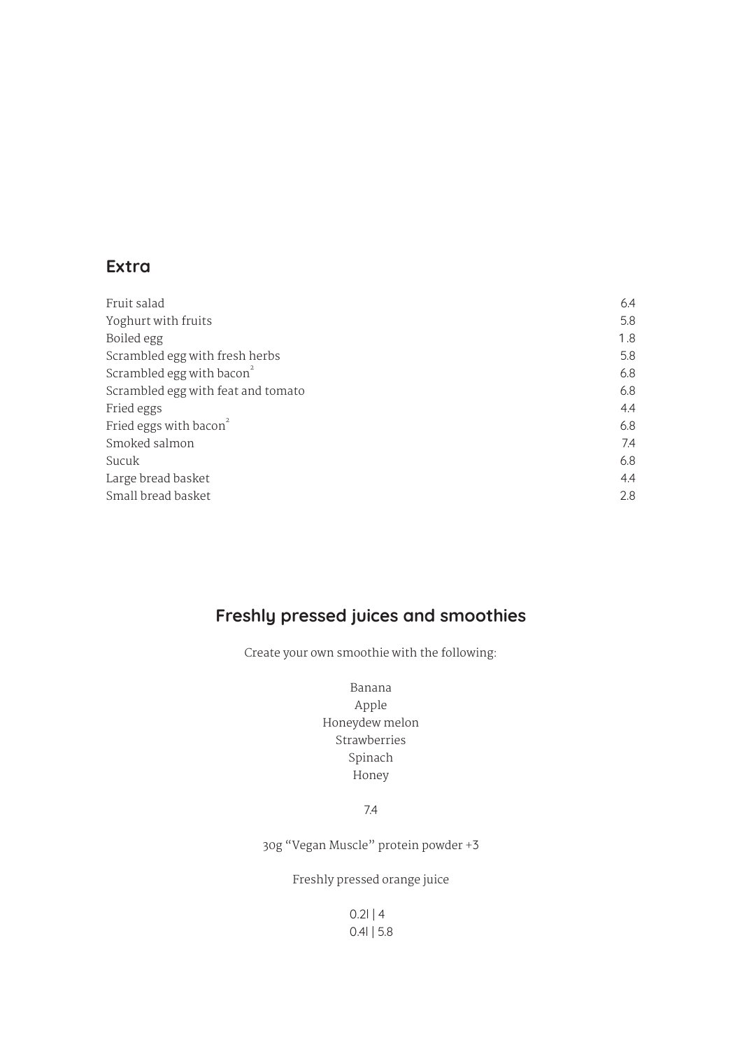## Extra

| | |
|---|---|
| Fruit salad | 6.4 |
| Yoghurt with fruits | 5.8 |
| Boiled egg | 1.8 |
| Scrambled egg with fresh herbs | 5.8 |
| Scrambled egg with bacon[2] | 6.8 |
| Scrambled egg with feat and tomato | 6.8 |
| Fried eggs | 4.4 |
| Fried eggs with bacon[2] | 6.8 |
| Smoked salmon | 7.4 |
| Sucuk | 6.8 |
| Large bread basket | 4.4 |
| Small bread basket | 2.8 |

## Freshly pressed juices and smoothies

Create your own smoothie with the following:

Banana
Apple
Honeydew melon
Strawberries
Spinach
Honey

7.4

30g "Vegan Muscle" protein powder +3

Freshly pressed orange juice

0.2l | 4
0.4l | 5.8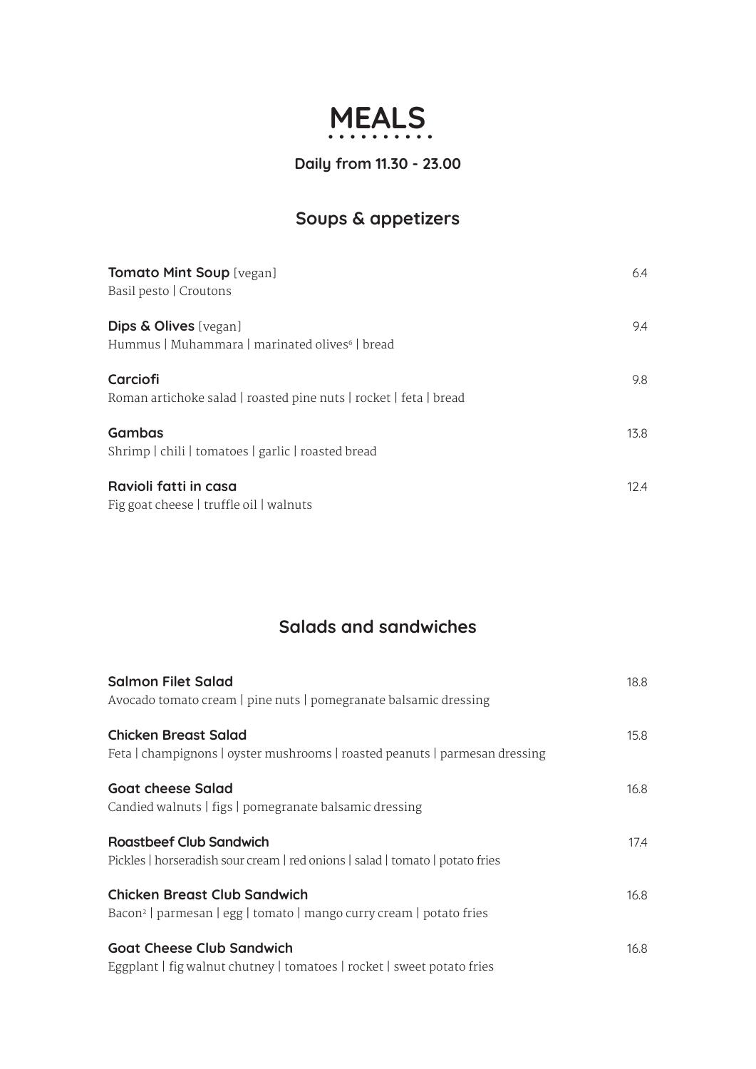# MEALS

**Daily from 11.30 - 23.00**

## Soups & appetizers

**Tomato Mint Soup** [vegan] 6.4
Basil pesto | Croutons

**Dips & Olives** [vegan] 9.4
Hummus | Muhammara | marinated olives[6] | bread

**Carciofi** 9.8
Roman artichoke salad | roasted pine nuts | rocket | feta | bread

**Gambas** 13.8
Shrimp | chili | tomatoes | garlic | roasted bread

**Ravioli fatti in casa** 12.4
Fig goat cheese | truffle oil | walnuts

## Salads and sandwiches

**Salmon Filet Salad** 18.8
Avocado tomato cream | pine nuts | pomegranate balsamic dressing

**Chicken Breast Salad** 15.8
Feta | champignons | oyster mushrooms | roasted peanuts | parmesan dressing

**Goat cheese Salad** 16.8
Candied walnuts | figs | pomegranate balsamic dressing

**Roastbeef Club Sandwich** 17.4
Pickles | horseradish sour cream | red onions | salad | tomato | potato fries

**Chicken Breast Club Sandwich** 16.8
Bacon[2] | parmesan | egg | tomato | mango curry cream | potato fries

**Goat Cheese Club Sandwich** 16.8
Eggplant | fig walnut chutney | tomatoes | rocket | sweet potato fries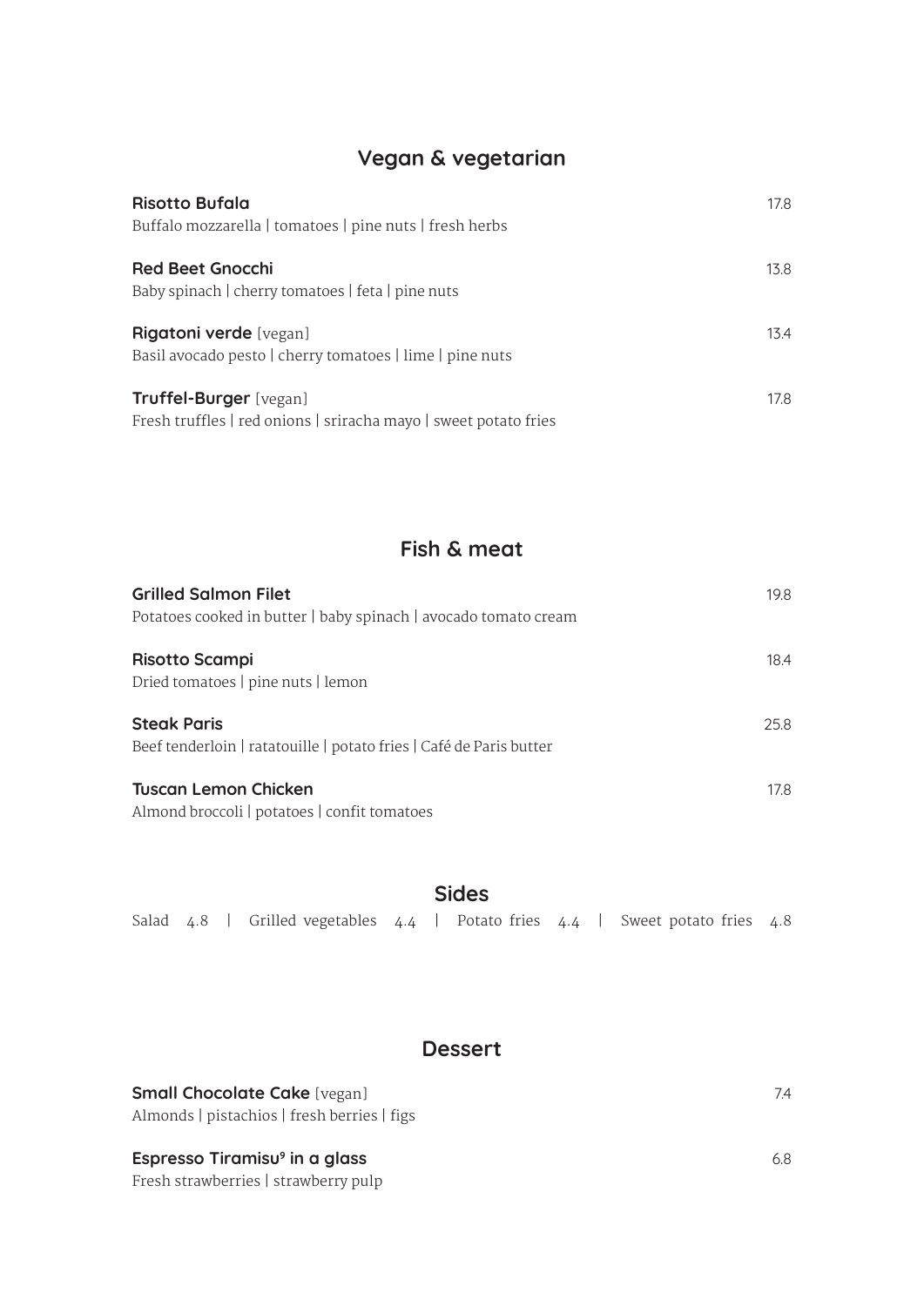## Vegan & vegetarian

**Risotto Bufala** 17.8
Buffalo mozzarella | tomatoes | pine nuts | fresh herbs

**Red Beet Gnocchi** 13.8
Baby spinach | cherry tomatoes | feta | pine nuts

**Rigatoni verde** [vegan] 13.4
Basil avocado pesto | cherry tomatoes | lime | pine nuts

**Truffel-Burger** [vegan] 17.8
Fresh truffles | red onions | sriracha mayo | sweet potato fries

## Fish & meat

**Grilled Salmon Filet** 19.8
Potatoes cooked in butter | baby spinach | avocado tomato cream

**Risotto Scampi** 18.4
Dried tomatoes | pine nuts | lemon

**Steak Paris** 25.8
Beef tenderloin | ratatouille | potato fries | Café de Paris butter

**Tuscan Lemon Chicken** 17.8
Almond broccoli | potatoes | confit tomatoes

## Sides

Salad 4.8 | Grilled vegetables 4.4 | Potato fries 4.4 | Sweet potato fries 4.8

## Dessert

**Small Chocolate Cake** [vegan] 7.4
Almonds | pistachios | fresh berries | figs

**Espresso Tiramisu[9] in a glass** 6.8
Fresh strawberries | strawberry pulp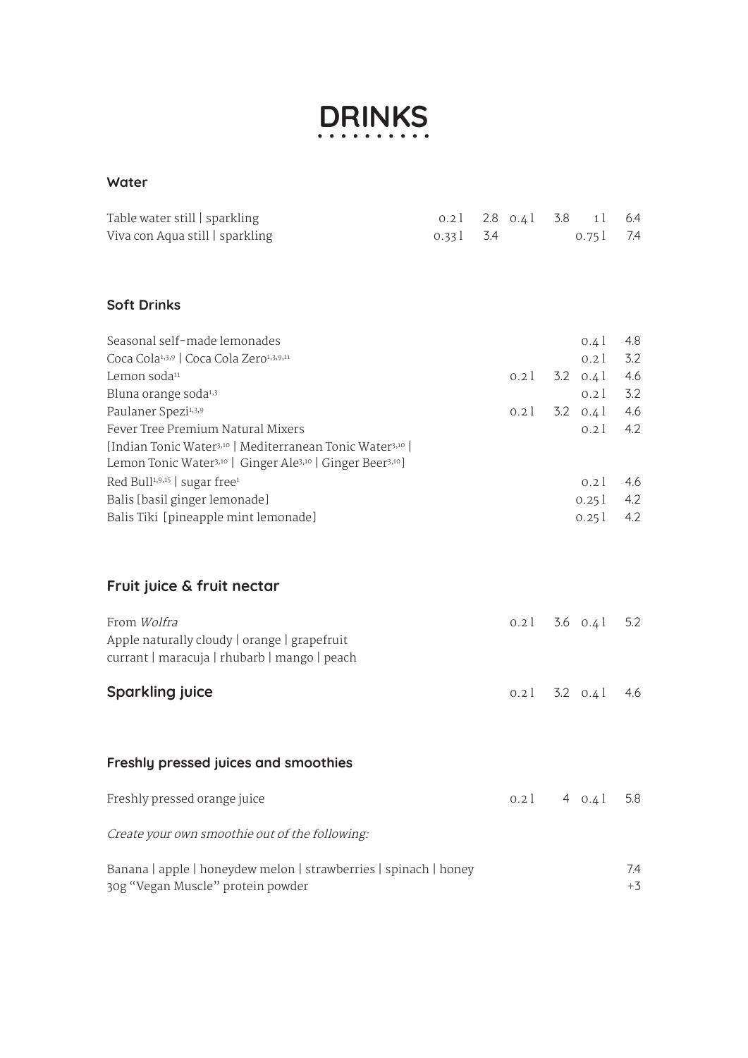# DRINKS

## Water

| | | | | | | |
|---|---|---|---|---|---|---|
| Table water still \| sparkling | 0.2 l | 2.8 | 0.4 l | 3.8 | 1 l | 6.4 |
| Viva con Aqua still \| sparkling | 0.33 l | 3.4 | | | 0.75 l | 7.4 |

## Soft Drinks

| | | | | |
|---|---|---|---|---|
| Seasonal self-made lemonades | | | 0.4 l | 4.8 |
| Coca Cola[1,3,9] \| Coca Cola Zero[1,3,9,11] | | | 0.2 l | 3.2 |
| Lemon soda[11] | 0.2 l | 3.2 | 0.4 l | 4.6 |
| Bluna orange soda[1,3] | | | 0.2 l | 3.2 |
| Paulaner Spezi[1,3,9] | 0.2 l | 3.2 | 0.4 l | 4.6 |
| Fever Tree Premium Natural Mixers [Indian Tonic Water[3,10] \| Mediterranean Tonic Water[3,10] \| Lemon Tonic Water[3,10] \| Ginger Ale[3,10] \| Ginger Beer[3,10]] | | | 0.2 l | 4.2 |
| Red Bull[1,9,15] \| sugar free[1] | | | 0.2 l | 4.6 |
| Balis [basil ginger lemonade] | | | 0.25 l | 4.2 |
| Balis Tiki [pineapple mint lemonade] | | | 0.25 l | 4.2 |

## Fruit juice & fruit nectar

| | | | | |
|---|---|---|---|---|
| From *Wolfra* Apple naturally cloudy \| orange \| grapefruit currant \| maracuja \| rhubarb \| mango \| peach | 0.2 l | 3.6 | 0.4 l | 5.2 |

## Sparkling juice

| | | | | |
|---|---|---|---|---|
| Sparkling juice | 0.2 l | 3.2 | 0.4 l | 4.6 |

## Freshly pressed juices and smoothies

| | | | | |
|---|---|---|---|---|
| Freshly pressed orange juice | 0.2 l | 4 | 0.4 l | 5.8 |

*Create your own smoothie out of the following:*

| | |
|---|---|
| Banana \| apple \| honeydew melon \| strawberries \| spinach \| honey | 7.4 |
| 30g "Vegan Muscle" protein powder | +3 |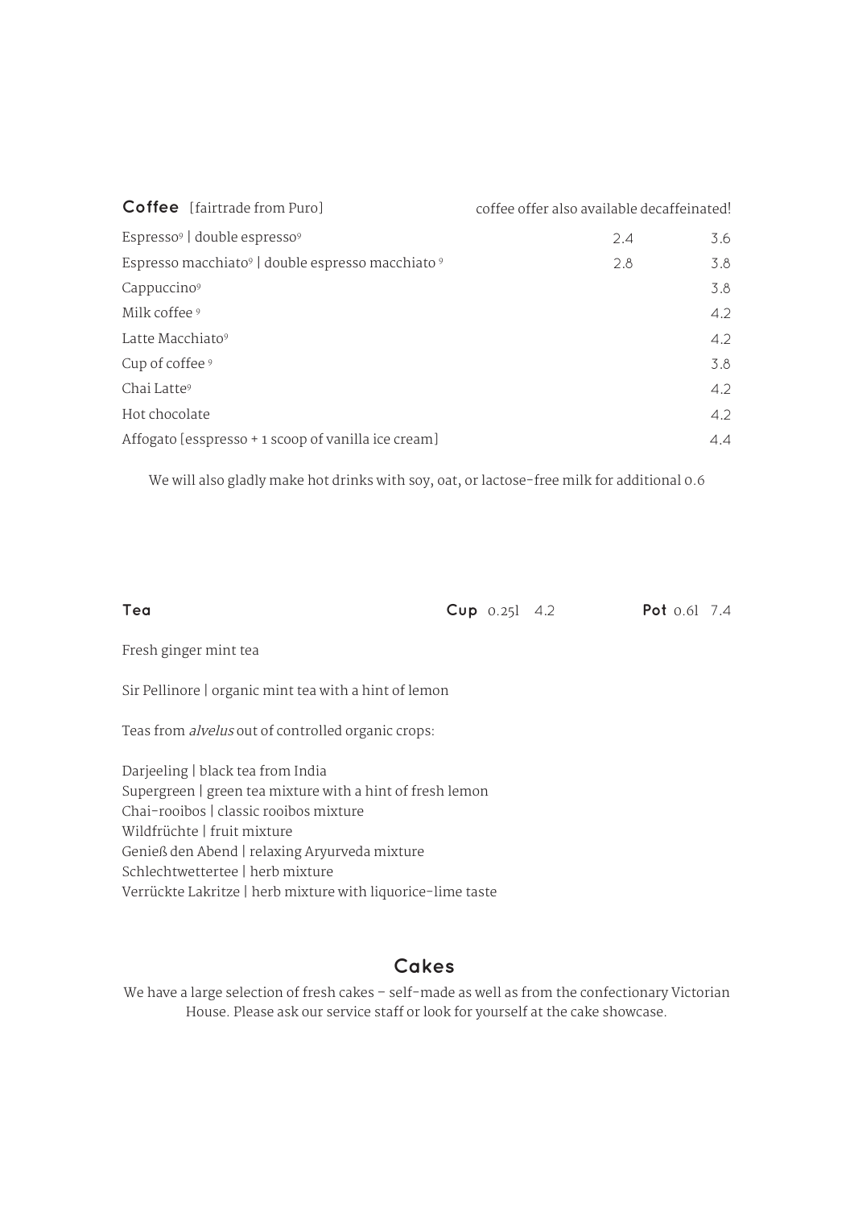## Coffee [fairtrade from Puro]

coffee offer also available decaffeinated!

| | | |
|---|---|---|
| Espresso[9] \| double espresso[9] | 2.4 | 3.6 |
| Espresso macchiato[9] \| double espresso macchiato [9] | 2.8 | 3.8 |
| Cappuccino[9] | | 3.8 |
| Milk coffee [9] | | 4.2 |
| Latte Macchiato[9] | | 4.2 |
| Cup of coffee [9] | | 3.8 |
| Chai Latte[9] | | 4.2 |
| Hot chocolate | | 4.2 |
| Affogato [esspresso + 1 scoop of vanilla ice cream] | | 4.4 |

We will also gladly make hot drinks with soy, oat, or lactose-free milk for additional 0.6

## Tea

**Cup** 0.25l 4.2 **Pot** 0.6l 7.4

Fresh ginger mint tea

Sir Pellinore | organic mint tea with a hint of lemon

Teas from *alvelus* out of controlled organic crops:

Darjeeling | black tea from India
Supergreen | green tea mixture with a hint of fresh lemon
Chai-rooibos | classic rooibos mixture
Wildfrüchte | fruit mixture
Genieß den Abend | relaxing Aryurveda mixture
Schlechtwettertee | herb mixture
Verrückte Lakritze | herb mixture with liquorice-lime taste

## Cakes

We have a large selection of fresh cakes – self-made as well as from the confectionary Victorian House. Please ask our service staff or look for yourself at the cake showcase.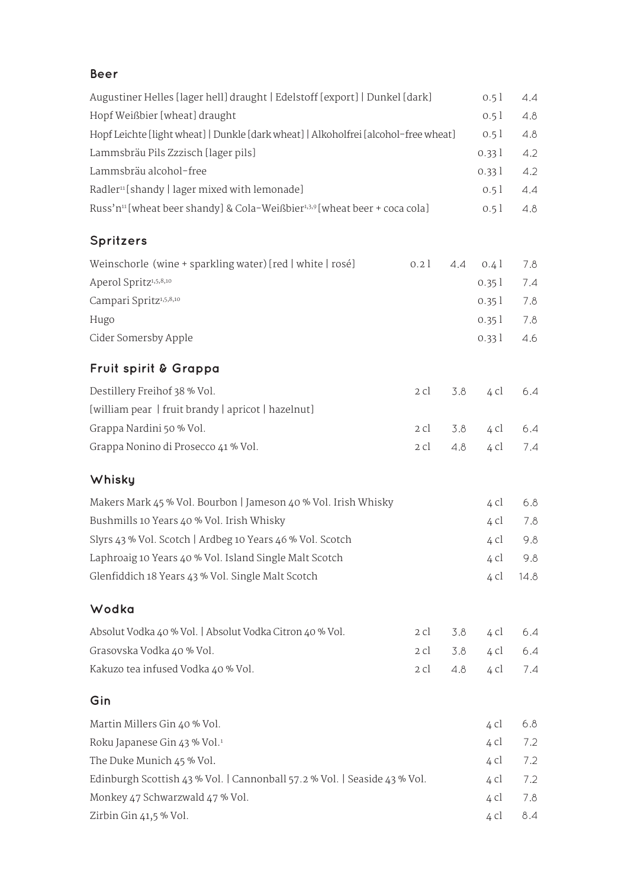## Beer

| | | |
|---|---|---|
| Augustiner Helles [lager hell] draught \| Edelstoff [export] \| Dunkel [dark] | 0.5 l | 4.4 |
| Hopf Weißbier [wheat] draught | 0.5 l | 4.8 |
| Hopf Leichte [light wheat] \| Dunkle [dark wheat] \| Alkoholfrei [alcohol-free wheat] | 0.5 l | 4.8 |
| Lammsbräu Pils Zzzisch [lager pils] | 0.33 l | 4.2 |
| Lammsbräu alcohol-free | 0.33 l | 4.2 |
| Radler[11] [shandy \| lager mixed with lemonade] | 0.5 l | 4.4 |
| Russ'n[11] [wheat beer shandy] & Cola-Weißbier[1,3,9] [wheat beer + coca cola] | 0.5 l | 4.8 |

## Spritzers

| | | | | |
|---|---|---|---|---|
| Weinschorle (wine + sparkling water) [red \| white \| rosé] | 0.2 l | 4.4 | 0.4 l | 7.8 |
| Aperol Spritz[1,5,8,10] | | | 0.35 l | 7.4 |
| Campari Spritz[1,5,8,10] | | | 0.35 l | 7.8 |
| Hugo | | | 0.35 l | 7.8 |
| Cider Somersby Apple | | | 0.33 l | 4.6 |

## Fruit spirit & Grappa

| | | | | |
|---|---|---|---|---|
| Destillery Freihof 38 % Vol. [william pear \| fruit brandy \| apricot \| hazelnut] | 2 cl | 3.8 | 4 cl | 6.4 |
| Grappa Nardini 50 % Vol. | 2 cl | 3.8 | 4 cl | 6.4 |
| Grappa Nonino di Prosecco 41 % Vol. | 2 cl | 4.8 | 4 cl | 7.4 |

## Whisky

| | | |
|---|---|---|
| Makers Mark 45 % Vol. Bourbon \| Jameson 40 % Vol. Irish Whisky | 4 cl | 6.8 |
| Bushmills 10 Years 40 % Vol. Irish Whisky | 4 cl | 7.8 |
| Slyrs 43 % Vol. Scotch \| Ardbeg 10 Years 46 % Vol. Scotch | 4 cl | 9.8 |
| Laphroaig 10 Years 40 % Vol. Island Single Malt Scotch | 4 cl | 9.8 |
| Glenfiddich 18 Years 43 % Vol. Single Malt Scotch | 4 cl | 14.8 |

## Wodka

| | | | | |
|---|---|---|---|---|
| Absolut Vodka 40 % Vol. \| Absolut Vodka Citron 40 % Vol. | 2 cl | 3.8 | 4 cl | 6.4 |
| Grasovska Vodka 40 % Vol. | 2 cl | 3.8 | 4 cl | 6.4 |
| Kakuzo tea infused Vodka 40 % Vol. | 2 cl | 4.8 | 4 cl | 7.4 |

## Gin

| | | |
|---|---|---|
| Martin Millers Gin 40 % Vol. | 4 cl | 6.8 |
| Roku Japanese Gin 43 % Vol.[1] | 4 cl | 7.2 |
| The Duke Munich 45 % Vol. | 4 cl | 7.2 |
| Edinburgh Scottish 43 % Vol. \| Cannonball 57.2 % Vol. \| Seaside 43 % Vol. | 4 cl | 7.2 |
| Monkey 47 Schwarzwald 47 % Vol. | 4 cl | 7.8 |
| Zirbin Gin 41,5 % Vol. | 4 cl | 8.4 |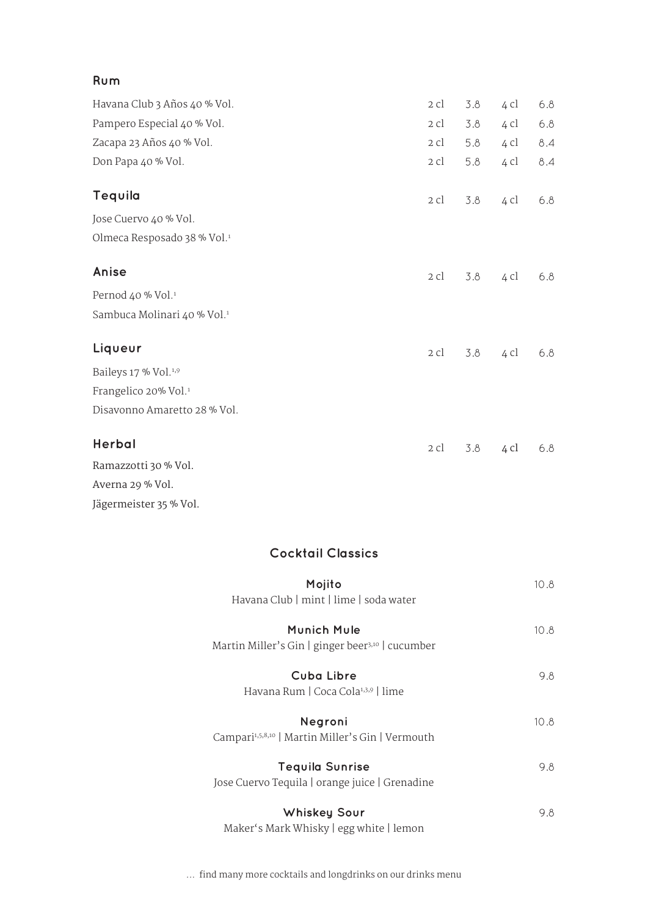## Rum

| | | | | |
|---|---|---|---|---|
| Havana Club 3 Años 40 % Vol. | 2 cl | 3.8 | 4 cl | 6.8 |
| Pampero Especial 40 % Vol. | 2 cl | 3.8 | 4 cl | 6.8 |
| Zacapa 23 Años 40 % Vol. | 2 cl | 5.8 | 4 cl | 8.4 |
| Don Papa 40 % Vol. | 2 cl | 5.8 | 4 cl | 8.4 |

## Tequila

| | | | | |
|---|---|---|---|---|
| | 2 cl | 3.8 | 4 cl | 6.8 |
| Jose Cuervo 40 % Vol. | | | | |
| Olmeca Resposado 38 % Vol.[1] | | | | |

## Anise

| | | | | |
|---|---|---|---|---|
| | 2 cl | 3.8 | 4 cl | 6.8 |
| Pernod 40 % Vol.[1] | | | | |
| Sambuca Molinari 40 % Vol.[1] | | | | |

## Liqueur

| | | | | |
|---|---|---|---|---|
| | 2 cl | 3.8 | 4 cl | 6.8 |
| Baileys 17 % Vol.[1,9] | | | | |
| Frangelico 20% Vol.[1] | | | | |
| Disavonno Amaretto 28 % Vol. | | | | |

## Herbal

| | | | | |
|---|---|---|---|---|
| | 2 cl | 3.8 | 4 cl | 6.8 |
| Ramazzotti 30 % Vol. | | | | |
| Averna 29 % Vol. | | | | |
| Jägermeister 35 % Vol. | | | | |

## Cocktail Classics

**Mojito** — 10.8
Havana Club | mint | lime | soda water

**Munich Mule** — 10.8
Martin Miller's Gin | ginger beer[3,10] | cucumber

**Cuba Libre** — 9.8
Havana Rum | Coca Cola[1,3,9] | lime

**Negroni** — 10.8
Campari[1,5,8,10] | Martin Miller's Gin | Vermouth

**Tequila Sunrise** — 9.8
Jose Cuervo Tequila | orange juice | Grenadine

**Whiskey Sour** — 9.8
Maker's Mark Whisky | egg white | lemon

... find many more cocktails and longdrinks on our drinks menu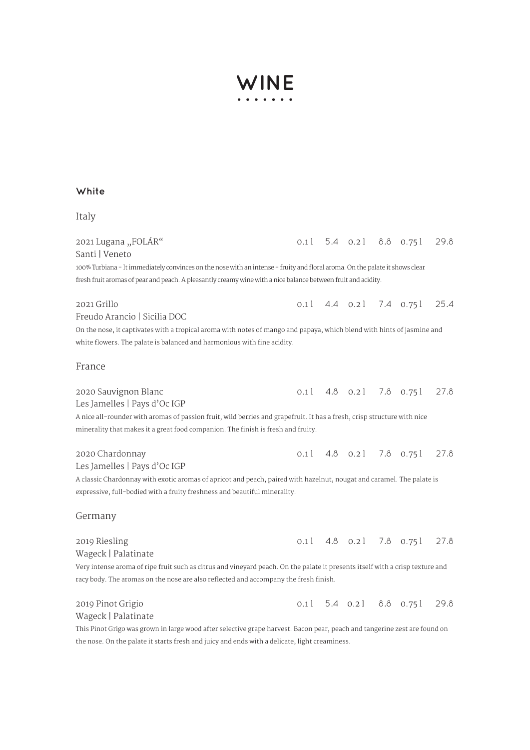# WINE

## White

### Italy

**2021 Lugana „FOLÁR“** 0.1 l 5.4 | 0.2 l 8.8 | 0.75 l 29.8
Santi | Veneto
100% Turbiana - It immediately convinces on the nose with an intense - fruity and floral aroma. On the palate it shows clear fresh fruit aromas of pear and peach. A pleasantly creamy wine with a nice balance between fruit and acidity.

**2021 Grillo** 0.1 l 4.4 | 0.2 l 7.4 | 0.75 l 25.4
Freudo Arancio | Sicilia DOC
On the nose, it captivates with a tropical aroma with notes of mango and papaya, which blend with hints of jasmine and white flowers. The palate is balanced and harmonious with fine acidity.

### France

**2020 Sauvignon Blanc** 0.1 l 4.8 | 0.2 l 7.8 | 0.75 l 27.8
Les Jamelles | Pays d’Oc IGP
A nice all-rounder with aromas of passion fruit, wild berries and grapefruit. It has a fresh, crisp structure with nice minerality that makes it a great food companion. The finish is fresh and fruity.

**2020 Chardonnay** 0.1 l 4.8 | 0.2 l 7.8 | 0.75 l 27.8
Les Jamelles | Pays d’Oc IGP
A classic Chardonnay with exotic aromas of apricot and peach, paired with hazelnut, nougat and caramel. The palate is expressive, full-bodied with a fruity freshness and beautiful minerality.

### Germany

**2019 Riesling** 0.1 l 4.8 | 0.2 l 7.8 | 0.75 l 27.8
Wageck | Palatinate
Very intense aroma of ripe fruit such as citrus and vineyard peach. On the palate it presents itself with a crisp texture and racy body. The aromas on the nose are also reflected and accompany the fresh finish.

**2019 Pinot Grigio** 0.1 l 5.4 | 0.2 l 8.8 | 0.75 l 29.8
Wageck | Palatinate
This Pinot Grigo was grown in large wood after selective grape harvest. Bacon pear, peach and tangerine zest are found on the nose. On the palate it starts fresh and juicy and ends with a delicate, light creaminess.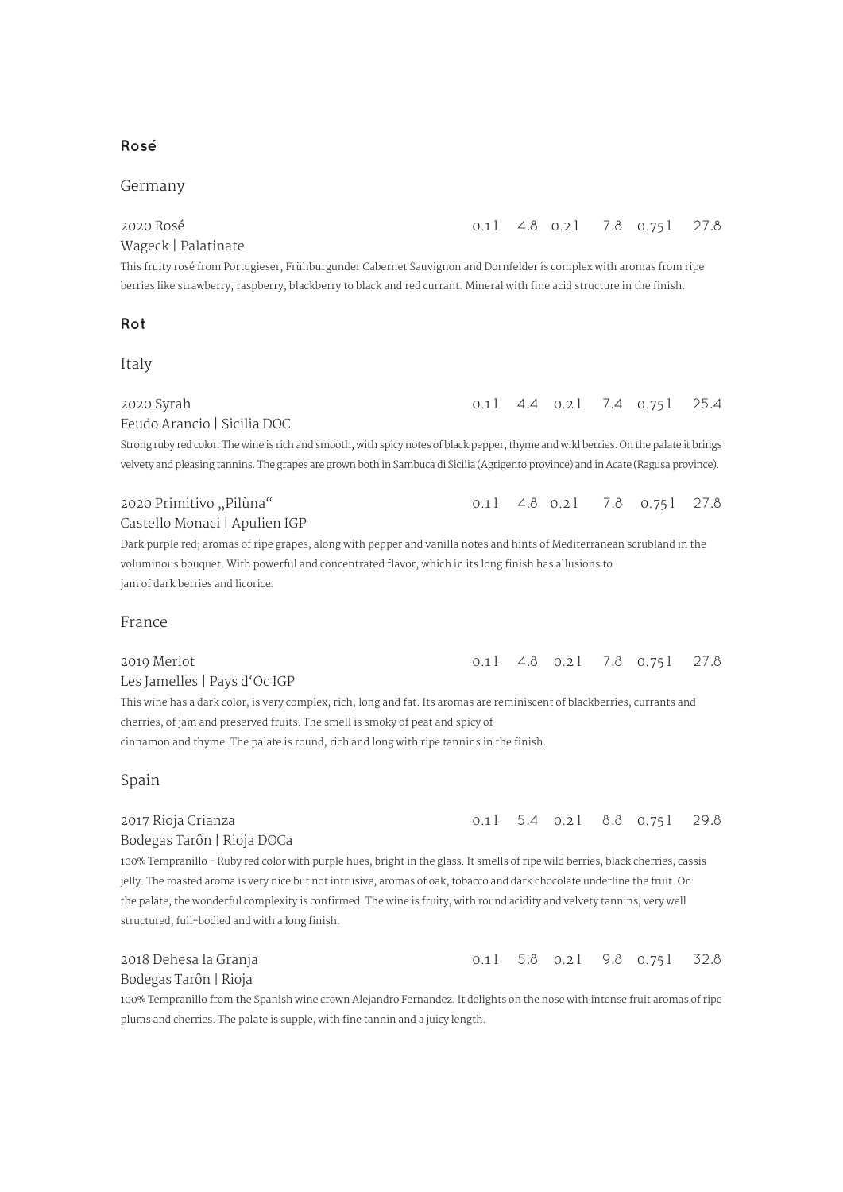## Rosé

### Germany

**2020 Rosé** 0.1 l 4.8 0.2 l 7.8 0.75 l 27.8
Wageck | Palatinate
This fruity rosé from Portugieser, Frühburgunder Cabernet Sauvignon and Dornfelder is complex with aromas from ripe berries like strawberry, raspberry, blackberry to black and red currant. Mineral with fine acid structure in the finish.

## Rot

### Italy

**2020 Syrah** 0.1 l 4.4 0.2 l 7.4 0.75 l 25.4
Feudo Arancio | Sicilia DOC
Strong ruby red color. The wine is rich and smooth, with spicy notes of black pepper, thyme and wild berries. On the palate it brings velvety and pleasing tannins. The grapes are grown both in Sambuca di Sicilia (Agrigento province) and in Acate (Ragusa province).

**2020 Primitivo „Pilùna“** 0.1 l 4.8 0.2 l 7.8 0.75 l 27.8
Castello Monaci | Apulien IGP
Dark purple red; aromas of ripe grapes, along with pepper and vanilla notes and hints of Mediterranean scrubland in the voluminous bouquet. With powerful and concentrated flavor, which in its long finish has allusions to jam of dark berries and licorice.

### France

**2019 Merlot** 0.1 l 4.8 0.2 l 7.8 0.75 l 27.8
Les Jamelles | Pays d‘Oc IGP
This wine has a dark color, is very complex, rich, long and fat. Its aromas are reminiscent of blackberries, currants and cherries, of jam and preserved fruits. The smell is smoky of peat and spicy of cinnamon and thyme. The palate is round, rich and long with ripe tannins in the finish.

### Spain

**2017 Rioja Crianza** 0.1 l 5.4 0.2 l 8.8 0.75 l 29.8
Bodegas Tarôn | Rioja DOCa
100% Tempranillo - Ruby red color with purple hues, bright in the glass. It smells of ripe wild berries, black cherries, cassis jelly. The roasted aroma is very nice but not intrusive, aromas of oak, tobacco and dark chocolate underline the fruit. On the palate, the wonderful complexity is confirmed. The wine is fruity, with round acidity and velvety tannins, very well structured, full-bodied and with a long finish.

**2018 Dehesa la Granja** 0.1 l 5.8 0.2 l 9.8 0.75 l 32.8
Bodegas Tarôn | Rioja
100% Tempranillo from the Spanish wine crown Alejandro Fernandez. It delights on the nose with intense fruit aromas of ripe plums and cherries. The palate is supple, with fine tannin and a juicy length.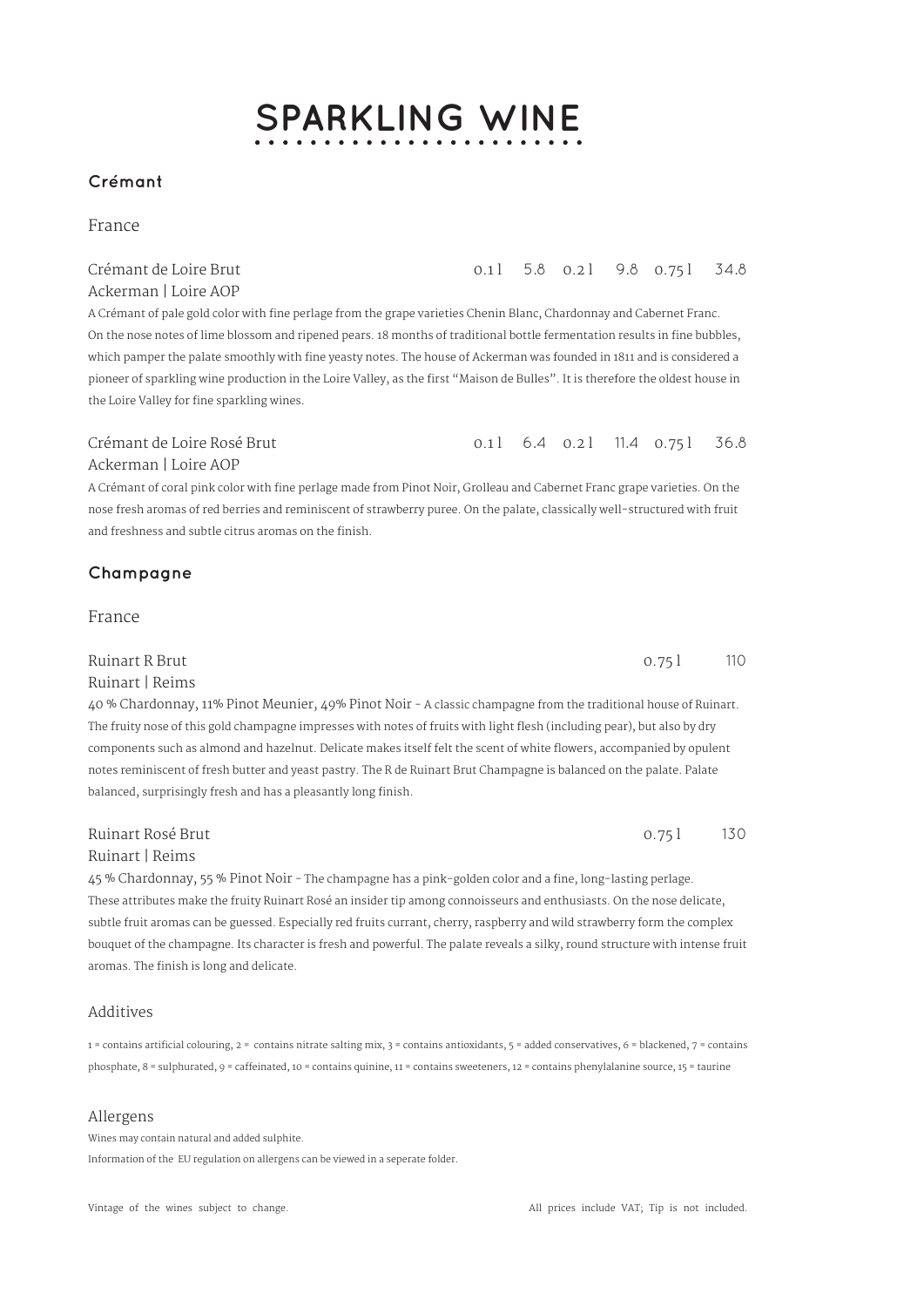# SPARKLING WINE

## Crémant

France

Crémant de Loire Brut — 0.1 l 5.8 | 0.2 l 9.8 | 0.75 l 34.8
Ackerman | Loire AOP

A Crémant of pale gold color with fine perlage from the grape varieties Chenin Blanc, Chardonnay and Cabernet Franc. On the nose notes of lime blossom and ripened pears. 18 months of traditional bottle fermentation results in fine bubbles, which pamper the palate smoothly with fine yeasty notes. The house of Ackerman was founded in 1811 and is considered a pioneer of sparkling wine production in the Loire Valley, as the first "Maison de Bulles". It is therefore the oldest house in the Loire Valley for fine sparkling wines.

Crémant de Loire Rosé Brut — 0.1 l 6.4 | 0.2 l 11.4 | 0.75 l 36.8
Ackerman | Loire AOP

A Crémant of coral pink color with fine perlage made from Pinot Noir, Grolleau and Cabernet Franc grape varieties. On the nose fresh aromas of red berries and reminiscent of strawberry puree. On the palate, classically well-structured with fruit and freshness and subtle citrus aromas on the finish.

## Champagne

France

Ruinart R Brut — 0.75 l 110
Ruinart | Reims

40 % Chardonnay, 11% Pinot Meunier, 49% Pinot Noir - A classic champagne from the traditional house of Ruinart. The fruity nose of this gold champagne impresses with notes of fruits with light flesh (including pear), but also by dry components such as almond and hazelnut. Delicate makes itself felt the scent of white flowers, accompanied by opulent notes reminiscent of fresh butter and yeast pastry. The R de Ruinart Brut Champagne is balanced on the palate. Palate balanced, surprisingly fresh and has a pleasantly long finish.

Ruinart Rosé Brut — 0.75 l 130
Ruinart | Reims

45 % Chardonnay, 55 % Pinot Noir - The champagne has a pink-golden color and a fine, long-lasting perlage. These attributes make the fruity Ruinart Rosé an insider tip among connoisseurs and enthusiasts. On the nose delicate, subtle fruit aromas can be guessed. Especially red fruits currant, cherry, raspberry and wild strawberry form the complex bouquet of the champagne. Its character is fresh and powerful. The palate reveals a silky, round structure with intense fruit aromas. The finish is long and delicate.

### Additives

1 = contains artificial colouring, 2 = contains nitrate salting mix, 3 = contains antioxidants, 5 = added conservatives, 6 = blackened, 7 = contains phosphate, 8 = sulphurated, 9 = caffeinated, 10 = contains quinine, 11 = contains sweeteners, 12 = contains phenylalanine source, 15 = taurine

### Allergens

Wines may contain natural and added sulphite.
Information of the EU regulation on allergens can be viewed in a seperate folder.

Vintage of the wines subject to change.

All prices include VAT; Tip is not included.